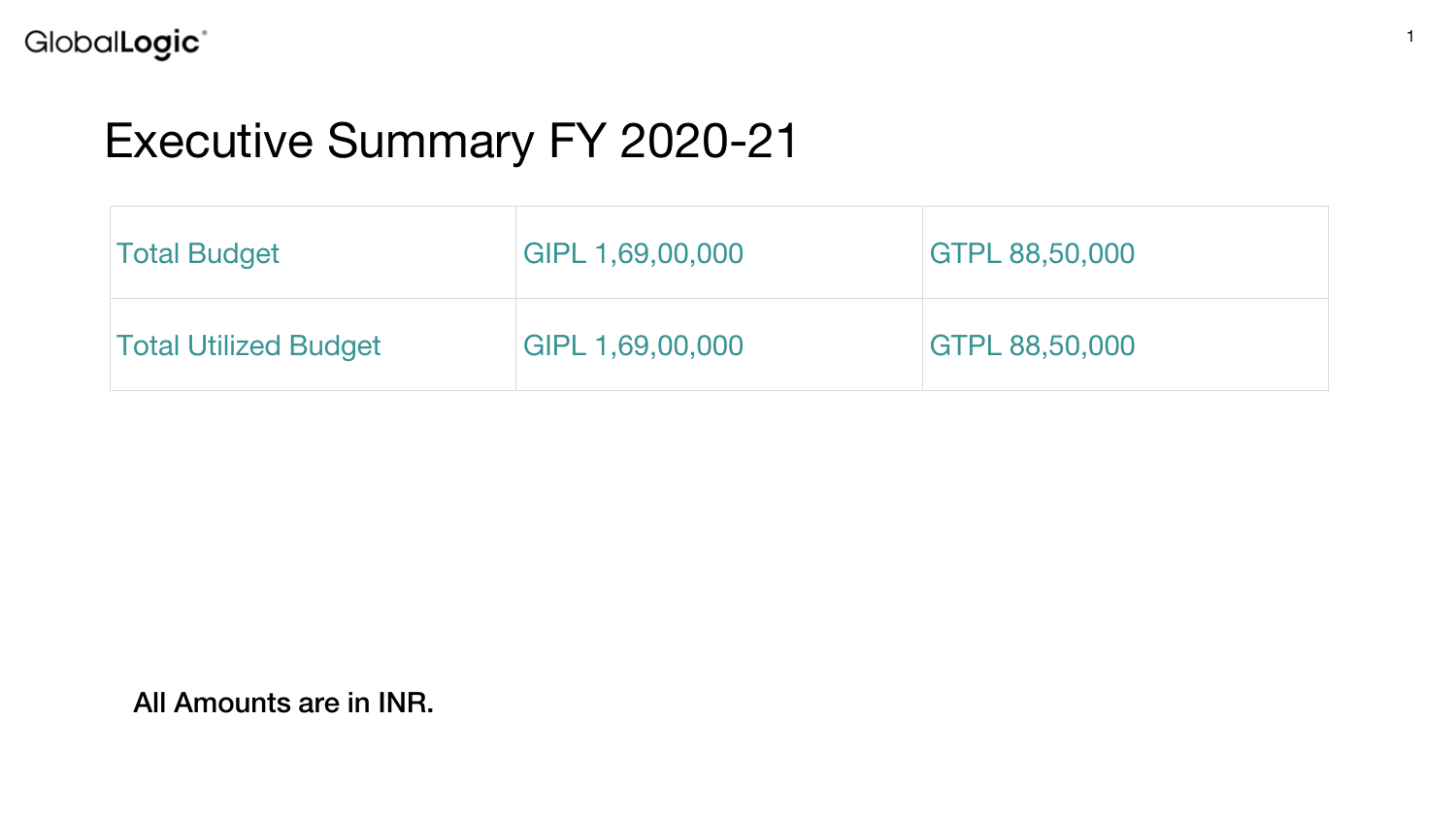# Executive Summary FY 2020-21

| | | |
|---|---|---|
| Total Budget | GIPL 1,69,00,000 | GTPL 88,50,000 |
| Total Utilized Budget | GIPL 1,69,00,000 | GTPL 88,50,000 |

**All Amounts are in INR.**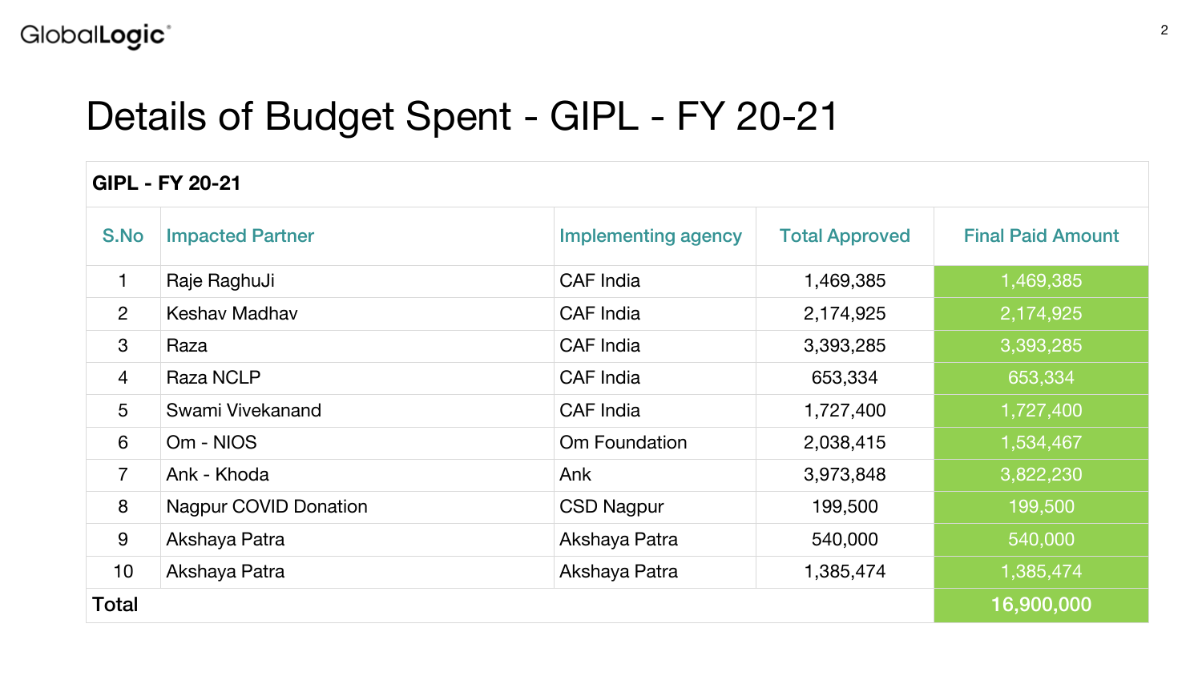# Details of Budget Spent - GIPL - FY 20-21

| **GIPL - FY 20-21** | | | | |
|---|---|---|---|---|
| S.No | Impacted Partner | Implementing agency | Total Approved | Final Paid Amount |
| 1 | Raje RaghuJi | CAF India | 1,469,385 | 1,469,385 |
| 2 | Keshav Madhav | CAF India | 2,174,925 | 2,174,925 |
| 3 | Raza | CAF India | 3,393,285 | 3,393,285 |
| 4 | Raza NCLP | CAF India | 653,334 | 653,334 |
| 5 | Swami Vivekanand | CAF India | 1,727,400 | 1,727,400 |
| 6 | Om - NIOS | Om Foundation | 2,038,415 | 1,534,467 |
| 7 | Ank - Khoda | Ank | 3,973,848 | 3,822,230 |
| 8 | Nagpur COVID Donation | CSD Nagpur | 199,500 | 199,500 |
| 9 | Akshaya Patra | Akshaya Patra | 540,000 | 540,000 |
| 10 | Akshaya Patra | Akshaya Patra | 1,385,474 | 1,385,474 |
| **Total** | | | | **16,900,000** |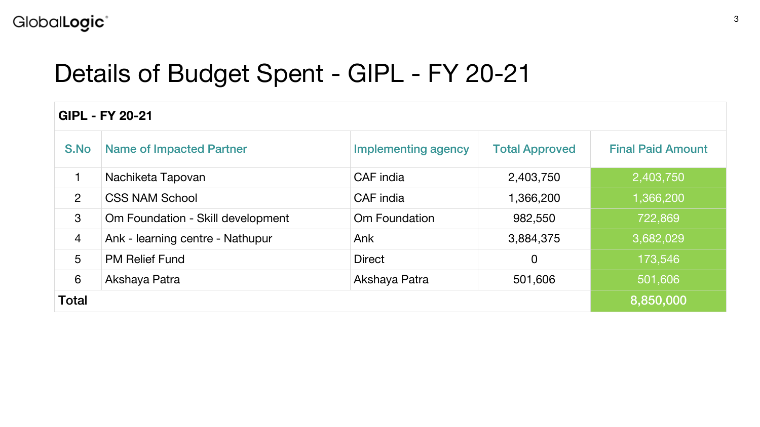# Details of Budget Spent - GIPL - FY 20-21

| GIPL - FY 20-21 | | | | |
|---|---|---|---|---|
| S.No | Name of Impacted Partner | Implementing agency | Total Approved | Final Paid Amount |
| 1 | Nachiketa Tapovan | CAF india | 2,403,750 | 2,403,750 |
| 2 | CSS NAM School | CAF india | 1,366,200 | 1,366,200 |
| 3 | Om Foundation - Skill development | Om Foundation | 982,550 | 722,869 |
| 4 | Ank - learning centre - Nathupur | Ank | 3,884,375 | 3,682,029 |
| 5 | PM Relief Fund | Direct | 0 | 173,546 |
| 6 | Akshaya Patra | Akshaya Patra | 501,606 | 501,606 |
| Total | | | | 8,850,000 |